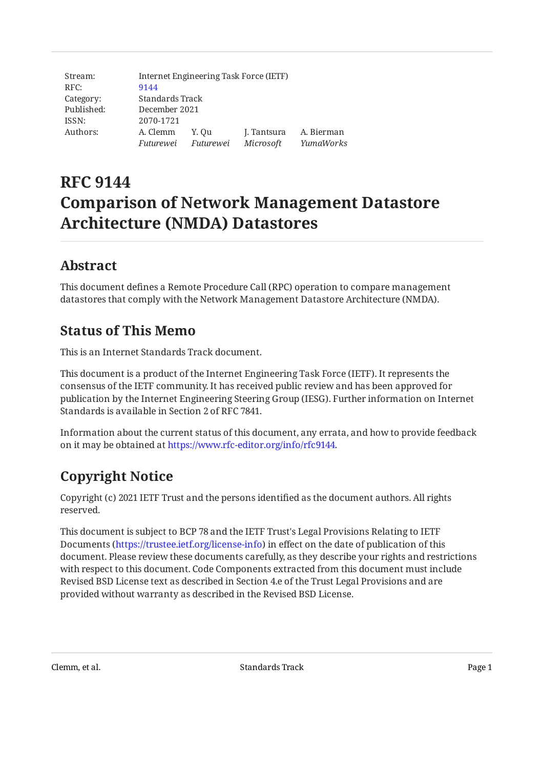| Stream: | Internet Engineering Task Force (IETF) | | | |
| --- | --- | --- | --- | --- |
| RFC: | 9144 | | | |
| Category: | Standards Track | | | |
| Published: | December 2021 | | | |
| ISSN: | 2070-1721 | | | |
| Authors: | A. Clemm | Y. Qu | J. Tantsura | A. Bierman |
| | *Futurewei* | *Futurewei* | *Microsoft* | *YumaWorks* |

# RFC 9144
# Comparison of Network Management Datastore Architecture (NMDA) Datastores

## Abstract

This document defines a Remote Procedure Call (RPC) operation to compare management datastores that comply with the Network Management Datastore Architecture (NMDA).

## Status of This Memo

This is an Internet Standards Track document.

This document is a product of the Internet Engineering Task Force (IETF). It represents the consensus of the IETF community. It has received public review and has been approved for publication by the Internet Engineering Steering Group (IESG). Further information on Internet Standards is available in Section 2 of RFC 7841.

Information about the current status of this document, any errata, and how to provide feedback on it may be obtained at https://www.rfc-editor.org/info/rfc9144.

## Copyright Notice

Copyright (c) 2021 IETF Trust and the persons identified as the document authors. All rights reserved.

This document is subject to BCP 78 and the IETF Trust's Legal Provisions Relating to IETF Documents (https://trustee.ietf.org/license-info) in effect on the date of publication of this document. Please review these documents carefully, as they describe your rights and restrictions with respect to this document. Code Components extracted from this document must include Revised BSD License text as described in Section 4.e of the Trust Legal Provisions and are provided without warranty as described in the Revised BSD License.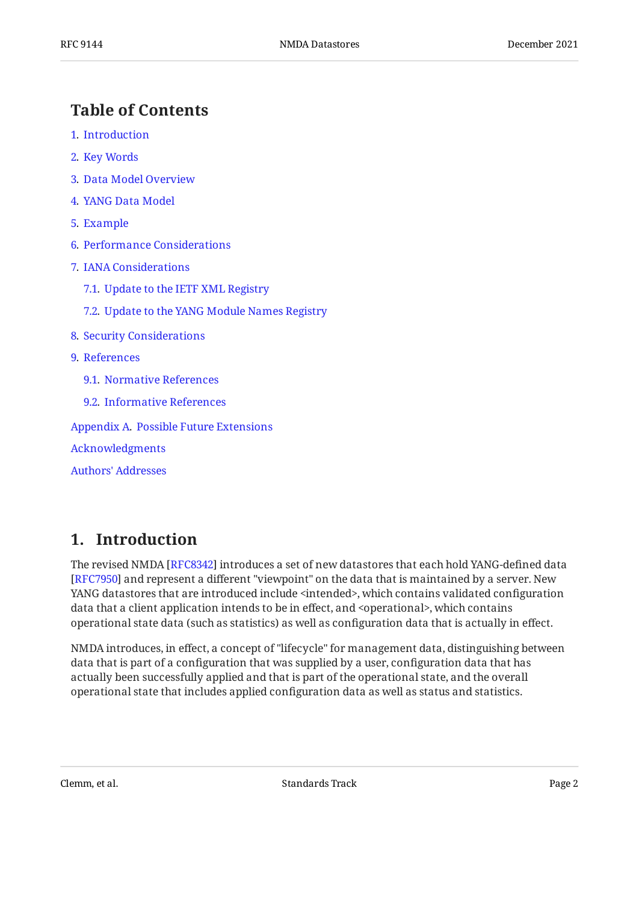## Table of Contents

1. Introduction
2. Key Words
3. Data Model Overview
4. YANG Data Model
5. Example
6. Performance Considerations
7. IANA Considerations
   - 7.1. Update to the IETF XML Registry
   - 7.2. Update to the YANG Module Names Registry
8. Security Considerations
9. References
   - 9.1. Normative References
   - 9.2. Informative References

Appendix A. Possible Future Extensions

Acknowledgments

Authors' Addresses

## 1. Introduction

The revised NMDA [RFC8342] introduces a set of new datastores that each hold YANG-defined data [RFC7950] and represent a different "viewpoint" on the data that is maintained by a server. New YANG datastores that are introduced include <intended>, which contains validated configuration data that a client application intends to be in effect, and <operational>, which contains operational state data (such as statistics) as well as configuration data that is actually in effect.

NMDA introduces, in effect, a concept of "lifecycle" for management data, distinguishing between data that is part of a configuration that was supplied by a user, configuration data that has actually been successfully applied and that is part of the operational state, and the overall operational state that includes applied configuration data as well as status and statistics.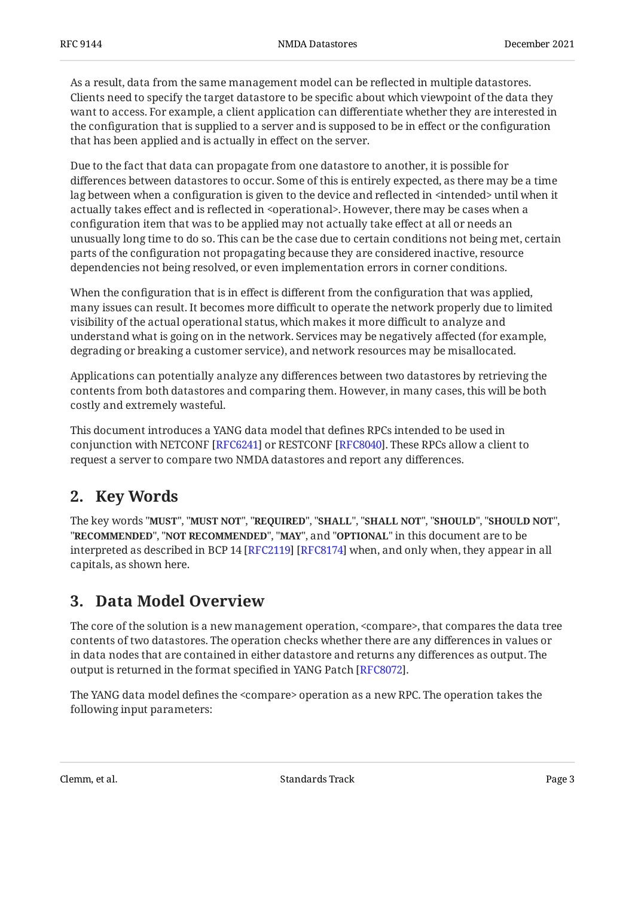As a result, data from the same management model can be reflected in multiple datastores. Clients need to specify the target datastore to be specific about which viewpoint of the data they want to access. For example, a client application can differentiate whether they are interested in the configuration that is supplied to a server and is supposed to be in effect or the configuration that has been applied and is actually in effect on the server.

Due to the fact that data can propagate from one datastore to another, it is possible for differences between datastores to occur. Some of this is entirely expected, as there may be a time lag between when a configuration is given to the device and reflected in <intended> until when it actually takes effect and is reflected in <operational>. However, there may be cases when a configuration item that was to be applied may not actually take effect at all or needs an unusually long time to do so. This can be the case due to certain conditions not being met, certain parts of the configuration not propagating because they are considered inactive, resource dependencies not being resolved, or even implementation errors in corner conditions.

When the configuration that is in effect is different from the configuration that was applied, many issues can result. It becomes more difficult to operate the network properly due to limited visibility of the actual operational status, which makes it more difficult to analyze and understand what is going on in the network. Services may be negatively affected (for example, degrading or breaking a customer service), and network resources may be misallocated.

Applications can potentially analyze any differences between two datastores by retrieving the contents from both datastores and comparing them. However, in many cases, this will be both costly and extremely wasteful.

This document introduces a YANG data model that defines RPCs intended to be used in conjunction with NETCONF [RFC6241] or RESTCONF [RFC8040]. These RPCs allow a client to request a server to compare two NMDA datastores and report any differences.

## 2. Key Words

The key words "**MUST**", "**MUST NOT**", "**REQUIRED**", "**SHALL**", "**SHALL NOT**", "**SHOULD**", "**SHOULD NOT**", "**RECOMMENDED**", "**NOT RECOMMENDED**", "**MAY**", and "**OPTIONAL**" in this document are to be interpreted as described in BCP 14 [RFC2119] [RFC8174] when, and only when, they appear in all capitals, as shown here.

## 3. Data Model Overview

The core of the solution is a new management operation, <compare>, that compares the data tree contents of two datastores. The operation checks whether there are any differences in values or in data nodes that are contained in either datastore and returns any differences as output. The output is returned in the format specified in YANG Patch [RFC8072].

The YANG data model defines the <compare> operation as a new RPC. The operation takes the following input parameters: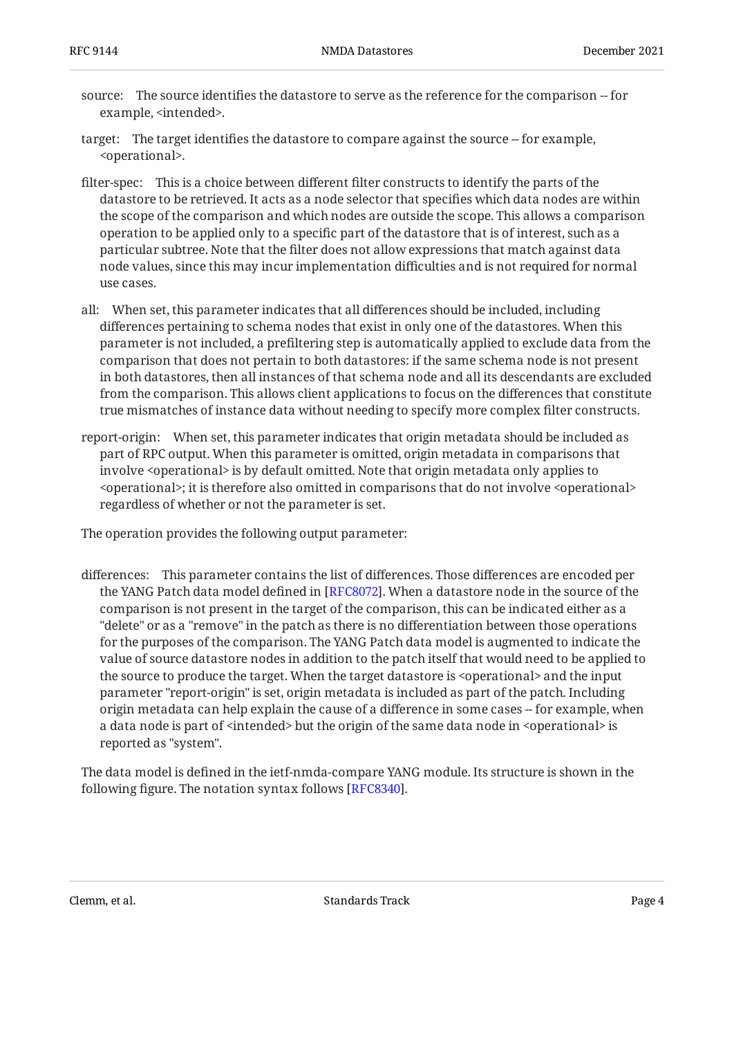source: The source identifies the datastore to serve as the reference for the comparison -- for example, <intended>.

target: The target identifies the datastore to compare against the source -- for example, <operational>.

filter-spec: This is a choice between different filter constructs to identify the parts of the datastore to be retrieved. It acts as a node selector that specifies which data nodes are within the scope of the comparison and which nodes are outside the scope. This allows a comparison operation to be applied only to a specific part of the datastore that is of interest, such as a particular subtree. Note that the filter does not allow expressions that match against data node values, since this may incur implementation difficulties and is not required for normal use cases.

all: When set, this parameter indicates that all differences should be included, including differences pertaining to schema nodes that exist in only one of the datastores. When this parameter is not included, a prefiltering step is automatically applied to exclude data from the comparison that does not pertain to both datastores: if the same schema node is not present in both datastores, then all instances of that schema node and all its descendants are excluded from the comparison. This allows client applications to focus on the differences that constitute true mismatches of instance data without needing to specify more complex filter constructs.

report-origin: When set, this parameter indicates that origin metadata should be included as part of RPC output. When this parameter is omitted, origin metadata in comparisons that involve <operational> is by default omitted. Note that origin metadata only applies to <operational>; it is therefore also omitted in comparisons that do not involve <operational> regardless of whether or not the parameter is set.

The operation provides the following output parameter:

differences: This parameter contains the list of differences. Those differences are encoded per the YANG Patch data model defined in [RFC8072]. When a datastore node in the source of the comparison is not present in the target of the comparison, this can be indicated either as a "delete" or as a "remove" in the patch as there is no differentiation between those operations for the purposes of the comparison. The YANG Patch data model is augmented to indicate the value of source datastore nodes in addition to the patch itself that would need to be applied to the source to produce the target. When the target datastore is <operational> and the input parameter "report-origin" is set, origin metadata is included as part of the patch. Including origin metadata can help explain the cause of a difference in some cases -- for example, when a data node is part of <intended> but the origin of the same data node in <operational> is reported as "system".

The data model is defined in the ietf-nmda-compare YANG module. Its structure is shown in the following figure. The notation syntax follows [RFC8340].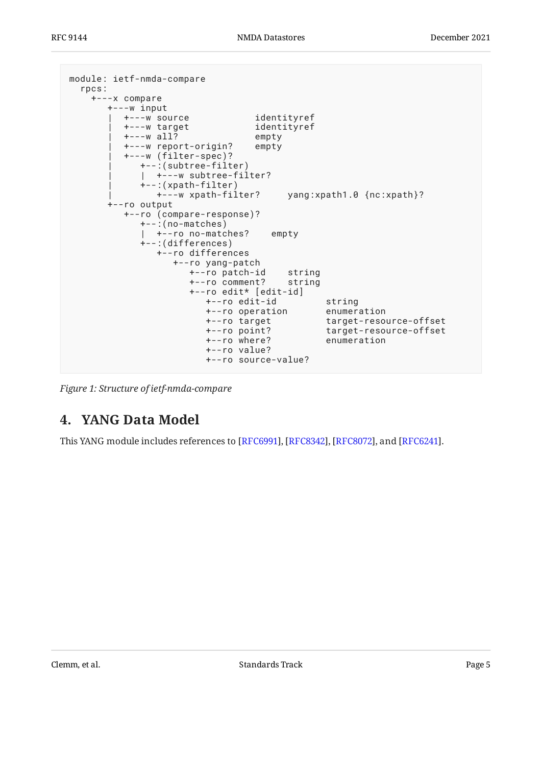```
module: ietf-nmda-compare
  rpcs:
    +---x compare
       +---w input
       |  +---w source            identityref
       |  +---w target            identityref
       |  +---w all?              empty
       |  +---w report-origin?    empty
       |  +---w (filter-spec)?
       |     +--:(subtree-filter)
       |     |  +---w subtree-filter?
       |     +--:(xpath-filter)
       |        +---w xpath-filter?     yang:xpath1.0 {nc:xpath}?
       +--ro output
          +--ro (compare-response)?
             +--:(no-matches)
             |  +--ro no-matches?    empty
             +--:(differences)
                +--ro differences
                   +--ro yang-patch
                      +--ro patch-id    string
                      +--ro comment?    string
                      +--ro edit* [edit-id]
                         +--ro edit-id         string
                         +--ro operation       enumeration
                         +--ro target          target-resource-offset
                         +--ro point?          target-resource-offset
                         +--ro where?          enumeration
                         +--ro value?
                         +--ro source-value?
```

*Figure 1: Structure of ietf-nmda-compare*

## 4. YANG Data Model

This YANG module includes references to [RFC6991], [RFC8342], [RFC8072], and [RFC6241].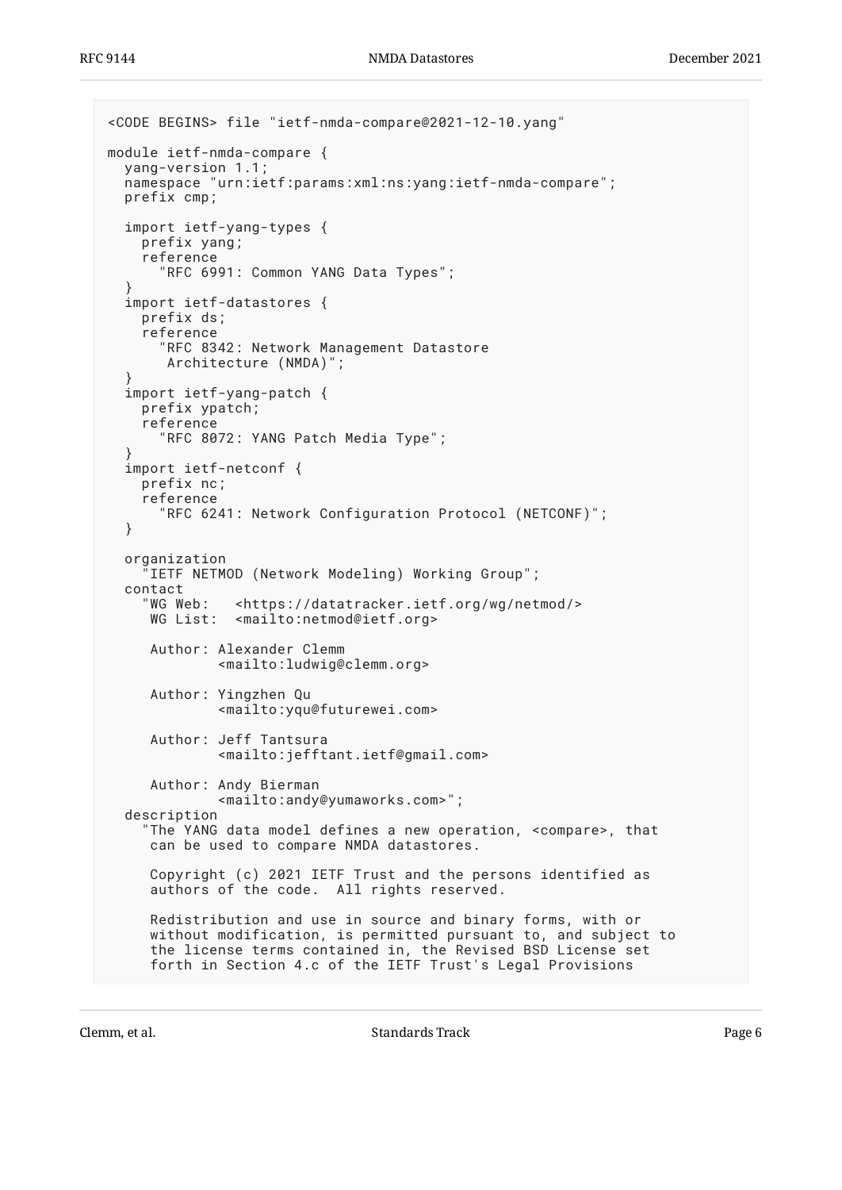```
<CODE BEGINS> file "ietf-nmda-compare@2021-12-10.yang"

module ietf-nmda-compare {
  yang-version 1.1;
  namespace "urn:ietf:params:xml:ns:yang:ietf-nmda-compare";
  prefix cmp;

  import ietf-yang-types {
    prefix yang;
    reference
      "RFC 6991: Common YANG Data Types";
  }
  import ietf-datastores {
    prefix ds;
    reference
      "RFC 8342: Network Management Datastore
       Architecture (NMDA)";
  }
  import ietf-yang-patch {
    prefix ypatch;
    reference
      "RFC 8072: YANG Patch Media Type";
  }
  import ietf-netconf {
    prefix nc;
    reference
      "RFC 6241: Network Configuration Protocol (NETCONF)";
  }

  organization
    "IETF NETMOD (Network Modeling) Working Group";
  contact
    "WG Web:   <https://datatracker.ietf.org/wg/netmod/>
     WG List:  <mailto:netmod@ietf.org>

     Author: Alexander Clemm
             <mailto:ludwig@clemm.org>

     Author: Yingzhen Qu
             <mailto:yqu@futurewei.com>

     Author: Jeff Tantsura
             <mailto:jefftant.ietf@gmail.com>

     Author: Andy Bierman
             <mailto:andy@yumaworks.com>";
  description
    "The YANG data model defines a new operation, <compare>, that
     can be used to compare NMDA datastores.

     Copyright (c) 2021 IETF Trust and the persons identified as
     authors of the code.  All rights reserved.

     Redistribution and use in source and binary forms, with or
     without modification, is permitted pursuant to, and subject to
     the license terms contained in, the Revised BSD License set
     forth in Section 4.c of the IETF Trust's Legal Provisions
```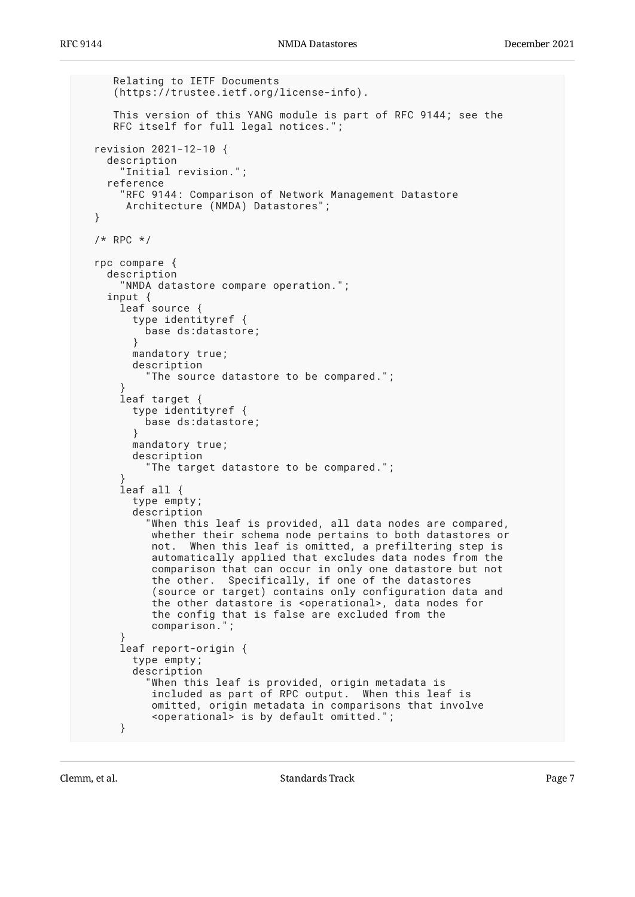```
     Relating to IETF Documents
     (https://trustee.ietf.org/license-info).

     This version of this YANG module is part of RFC 9144; see the
     RFC itself for full legal notices.";

  revision 2021-12-10 {
    description
      "Initial revision.";
    reference
      "RFC 9144: Comparison of Network Management Datastore
       Architecture (NMDA) Datastores";
  }

  /* RPC */

  rpc compare {
    description
      "NMDA datastore compare operation.";
    input {
      leaf source {
        type identityref {
          base ds:datastore;
        }
        mandatory true;
        description
          "The source datastore to be compared.";
      }
      leaf target {
        type identityref {
          base ds:datastore;
        }
        mandatory true;
        description
          "The target datastore to be compared.";
      }
      leaf all {
        type empty;
        description
          "When this leaf is provided, all data nodes are compared,
           whether their schema node pertains to both datastores or
           not.  When this leaf is omitted, a prefiltering step is
           automatically applied that excludes data nodes from the
           comparison that can occur in only one datastore but not
           the other.  Specifically, if one of the datastores
           (source or target) contains only configuration data and
           the other datastore is <operational>, data nodes for
           the config that is false are excluded from the
           comparison.";
      }
      leaf report-origin {
        type empty;
        description
          "When this leaf is provided, origin metadata is
           included as part of RPC output.  When this leaf is
           omitted, origin metadata in comparisons that involve
           <operational> is by default omitted.";
      }
```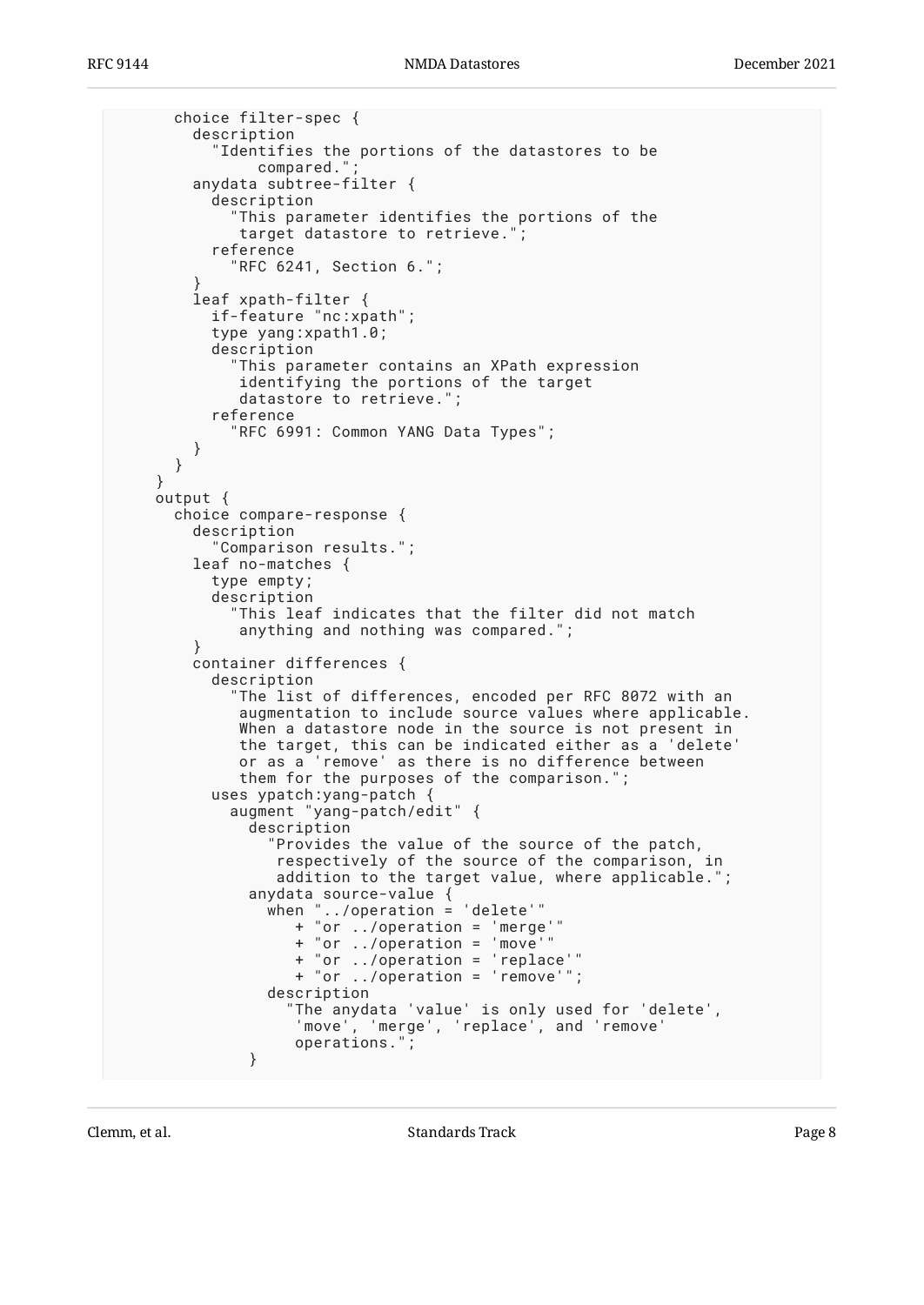```
        choice filter-spec {
          description
            "Identifies the portions of the datastores to be
                 compared.";
          anydata subtree-filter {
            description
              "This parameter identifies the portions of the
               target datastore to retrieve.";
            reference
              "RFC 6241, Section 6.";
          }
          leaf xpath-filter {
            if-feature "nc:xpath";
            type yang:xpath1.0;
            description
              "This parameter contains an XPath expression
               identifying the portions of the target
               datastore to retrieve.";
            reference
              "RFC 6991: Common YANG Data Types";
          }
        }
      }
      output {
        choice compare-response {
          description
            "Comparison results.";
          leaf no-matches {
            type empty;
            description
              "This leaf indicates that the filter did not match
               anything and nothing was compared.";
          }
          container differences {
            description
              "The list of differences, encoded per RFC 8072 with an
               augmentation to include source values where applicable.
               When a datastore node in the source is not present in
               the target, this can be indicated either as a 'delete'
               or as a 'remove' as there is no difference between
               them for the purposes of the comparison.";
            uses ypatch:yang-patch {
              augment "yang-patch/edit" {
                description
                  "Provides the value of the source of the patch,
                   respectively of the source of the comparison, in
                   addition to the target value, where applicable.";
                anydata source-value {
                  when "../operation = 'delete'"
                     + "or ../operation = 'merge'"
                     + "or ../operation = 'move'"
                     + "or ../operation = 'replace'"
                     + "or ../operation = 'remove'";
                  description
                    "The anydata 'value' is only used for 'delete',
                     'move', 'merge', 'replace', and 'remove'
                     operations.";
                }
```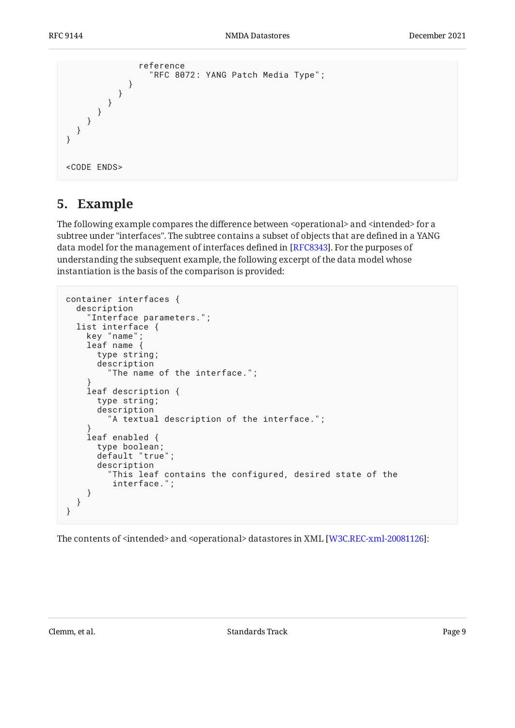```
              reference
                "RFC 8072: YANG Patch Media Type";
            }
          }
        }
      }
    }
  }
}

<CODE ENDS>
```

## 5. Example

The following example compares the difference between <operational> and <intended> for a subtree under "interfaces". The subtree contains a subset of objects that are defined in a YANG data model for the management of interfaces defined in [RFC8343]. For the purposes of understanding the subsequent example, the following excerpt of the data model whose instantiation is the basis of the comparison is provided:

```
container interfaces {
  description
    "Interface parameters.";
  list interface {
    key "name";
    leaf name {
      type string;
      description
        "The name of the interface.";
    }
    leaf description {
      type string;
      description
        "A textual description of the interface.";
    }
    leaf enabled {
      type boolean;
      default "true";
      description
        "This leaf contains the configured, desired state of the
         interface.";
    }
  }
}
```

The contents of <intended> and <operational> datastores in XML [W3C.REC-xml-20081126]: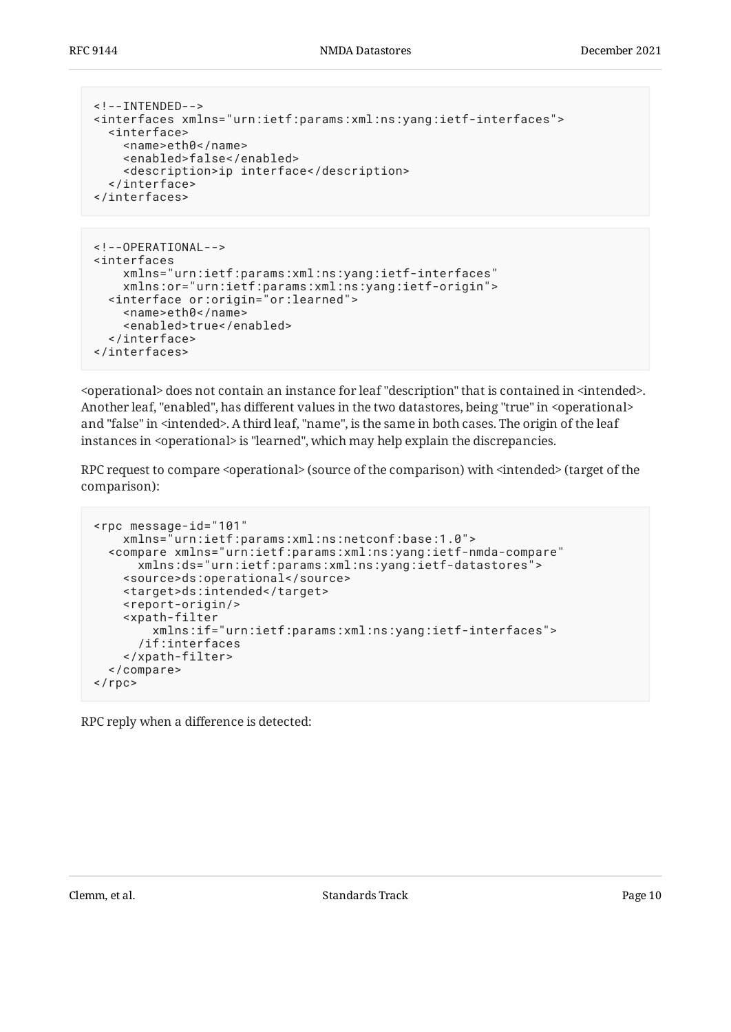```
<!--INTENDED-->
<interfaces xmlns="urn:ietf:params:xml:ns:yang:ietf-interfaces">
  <interface>
    <name>eth0</name>
    <enabled>false</enabled>
    <description>ip interface</description>
  </interface>
</interfaces>
```

```
<!--OPERATIONAL-->
<interfaces
    xmlns="urn:ietf:params:xml:ns:yang:ietf-interfaces"
    xmlns:or="urn:ietf:params:xml:ns:yang:ietf-origin">
  <interface or:origin="or:learned">
    <name>eth0</name>
    <enabled>true</enabled>
  </interface>
</interfaces>
```

<operational> does not contain an instance for leaf "description" that is contained in <intended>. Another leaf, "enabled", has different values in the two datastores, being "true" in <operational> and "false" in <intended>. A third leaf, "name", is the same in both cases. The origin of the leaf instances in <operational> is "learned", which may help explain the discrepancies.

RPC request to compare <operational> (source of the comparison) with <intended> (target of the comparison):

```
<rpc message-id="101"
    xmlns="urn:ietf:params:xml:ns:netconf:base:1.0">
  <compare xmlns="urn:ietf:params:xml:ns:yang:ietf-nmda-compare"
      xmlns:ds="urn:ietf:params:xml:ns:yang:ietf-datastores">
    <source>ds:operational</source>
    <target>ds:intended</target>
    <report-origin/>
    <xpath-filter
        xmlns:if="urn:ietf:params:xml:ns:yang:ietf-interfaces">
      /if:interfaces
    </xpath-filter>
  </compare>
</rpc>
```

RPC reply when a difference is detected: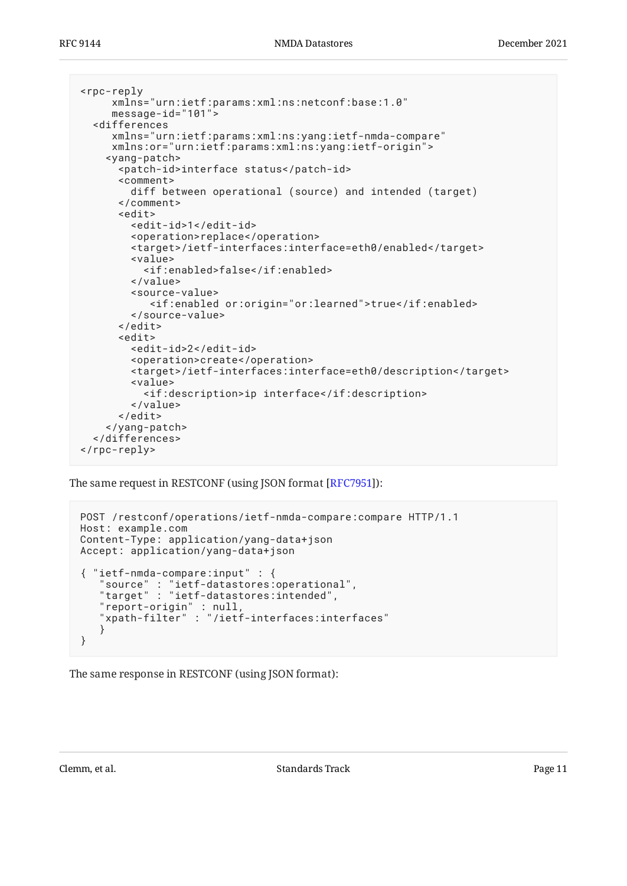```
<rpc-reply
     xmlns="urn:ietf:params:xml:ns:netconf:base:1.0"
     message-id="101">
  <differences
     xmlns="urn:ietf:params:xml:ns:yang:ietf-nmda-compare"
     xmlns:or="urn:ietf:params:xml:ns:yang:ietf-origin">
    <yang-patch>
      <patch-id>interface status</patch-id>
      <comment>
        diff between operational (source) and intended (target)
      </comment>
      <edit>
        <edit-id>1</edit-id>
        <operation>replace</operation>
        <target>/ietf-interfaces:interface=eth0/enabled</target>
        <value>
          <if:enabled>false</if:enabled>
        </value>
        <source-value>
           <if:enabled or:origin="or:learned">true</if:enabled>
        </source-value>
      </edit>
      <edit>
        <edit-id>2</edit-id>
        <operation>create</operation>
        <target>/ietf-interfaces:interface=eth0/description</target>
        <value>
          <if:description>ip interface</if:description>
        </value>
      </edit>
    </yang-patch>
  </differences>
</rpc-reply>
```

The same request in RESTCONF (using JSON format [RFC7951]):

```
POST /restconf/operations/ietf-nmda-compare:compare HTTP/1.1
Host: example.com
Content-Type: application/yang-data+json
Accept: application/yang-data+json

{ "ietf-nmda-compare:input" : {
   "source" : "ietf-datastores:operational",
   "target" : "ietf-datastores:intended",
   "report-origin" : null,
   "xpath-filter" : "/ietf-interfaces:interfaces"
   }
}
```

The same response in RESTCONF (using JSON format):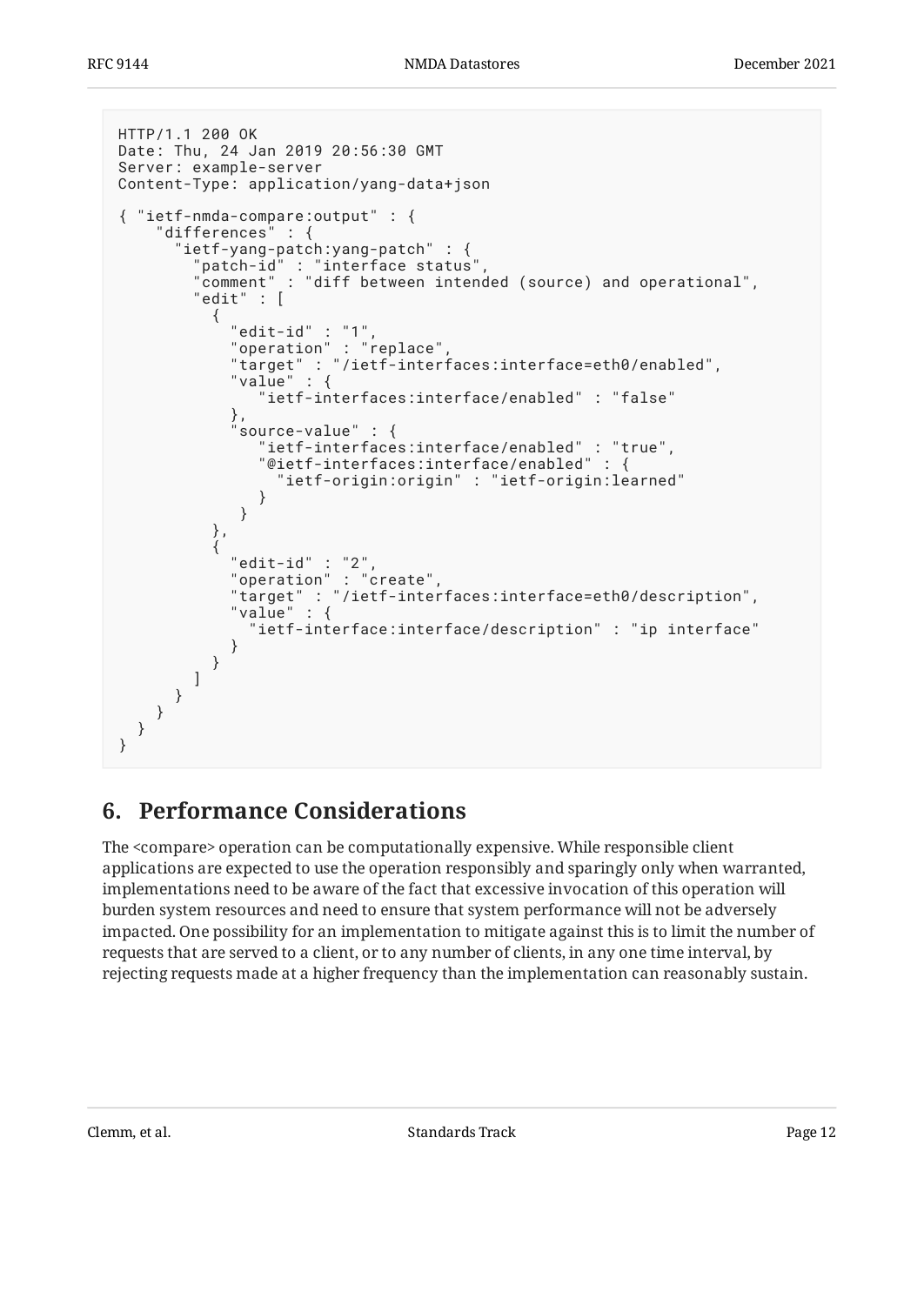```
HTTP/1.1 200 OK
Date: Thu, 24 Jan 2019 20:56:30 GMT
Server: example-server
Content-Type: application/yang-data+json

{ "ietf-nmda-compare:output" : {
    "differences" : {
      "ietf-yang-patch:yang-patch" : {
        "patch-id" : "interface status",
        "comment" : "diff between intended (source) and operational",
        "edit" : [
          {
            "edit-id" : "1",
            "operation" : "replace",
            "target" : "/ietf-interfaces:interface=eth0/enabled",
            "value" : {
               "ietf-interfaces:interface/enabled" : "false"
            },
            "source-value" : {
               "ietf-interfaces:interface/enabled" : "true",
               "@ietf-interfaces:interface/enabled" : {
                 "ietf-origin:origin" : "ietf-origin:learned"
               }
             }
          },
          {
            "edit-id" : "2",
            "operation" : "create",
            "target" : "/ietf-interfaces:interface=eth0/description",
            "value" : {
              "ietf-interface:interface/description" : "ip interface"
            }
          }
        ]
      }
    }
  }
}
```

## 6. Performance Considerations

The <compare> operation can be computationally expensive. While responsible client applications are expected to use the operation responsibly and sparingly only when warranted, implementations need to be aware of the fact that excessive invocation of this operation will burden system resources and need to ensure that system performance will not be adversely impacted. One possibility for an implementation to mitigate against this is to limit the number of requests that are served to a client, or to any number of clients, in any one time interval, by rejecting requests made at a higher frequency than the implementation can reasonably sustain.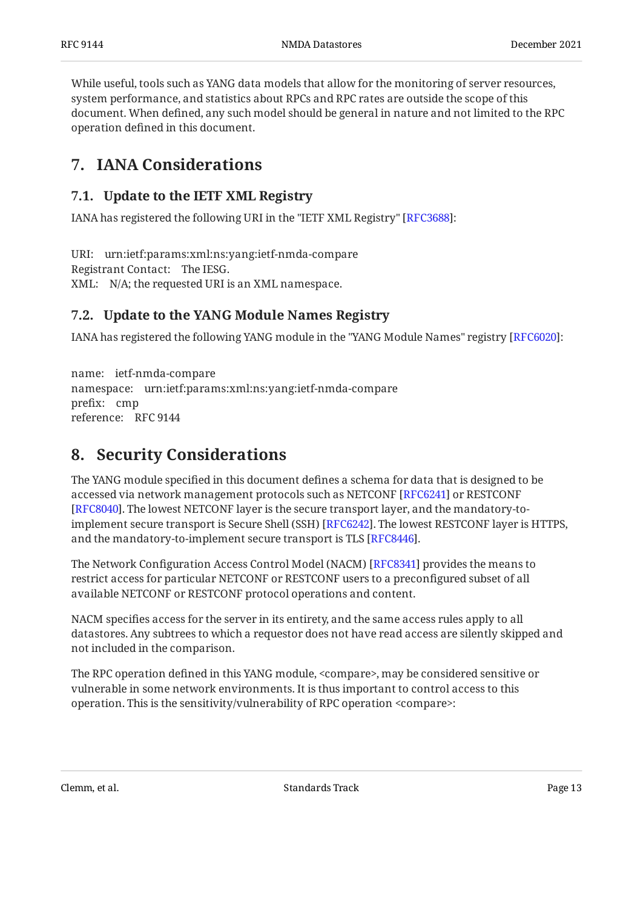While useful, tools such as YANG data models that allow for the monitoring of server resources, system performance, and statistics about RPCs and RPC rates are outside the scope of this document. When defined, any such model should be general in nature and not limited to the RPC operation defined in this document.

## 7. IANA Considerations

### 7.1. Update to the IETF XML Registry

IANA has registered the following URI in the "IETF XML Registry" [RFC3688]:

URI: urn:ietf:params:xml:ns:yang:ietf-nmda-compare
Registrant Contact: The IESG.
XML: N/A; the requested URI is an XML namespace.

### 7.2. Update to the YANG Module Names Registry

IANA has registered the following YANG module in the "YANG Module Names" registry [RFC6020]:

name: ietf-nmda-compare
namespace: urn:ietf:params:xml:ns:yang:ietf-nmda-compare
prefix: cmp
reference: RFC 9144

## 8. Security Considerations

The YANG module specified in this document defines a schema for data that is designed to be accessed via network management protocols such as NETCONF [RFC6241] or RESTCONF [RFC8040]. The lowest NETCONF layer is the secure transport layer, and the mandatory-to-implement secure transport is Secure Shell (SSH) [RFC6242]. The lowest RESTCONF layer is HTTPS, and the mandatory-to-implement secure transport is TLS [RFC8446].

The Network Configuration Access Control Model (NACM) [RFC8341] provides the means to restrict access for particular NETCONF or RESTCONF users to a preconfigured subset of all available NETCONF or RESTCONF protocol operations and content.

NACM specifies access for the server in its entirety, and the same access rules apply to all datastores. Any subtrees to which a requestor does not have read access are silently skipped and not included in the comparison.

The RPC operation defined in this YANG module, <compare>, may be considered sensitive or vulnerable in some network environments. It is thus important to control access to this operation. This is the sensitivity/vulnerability of RPC operation <compare>: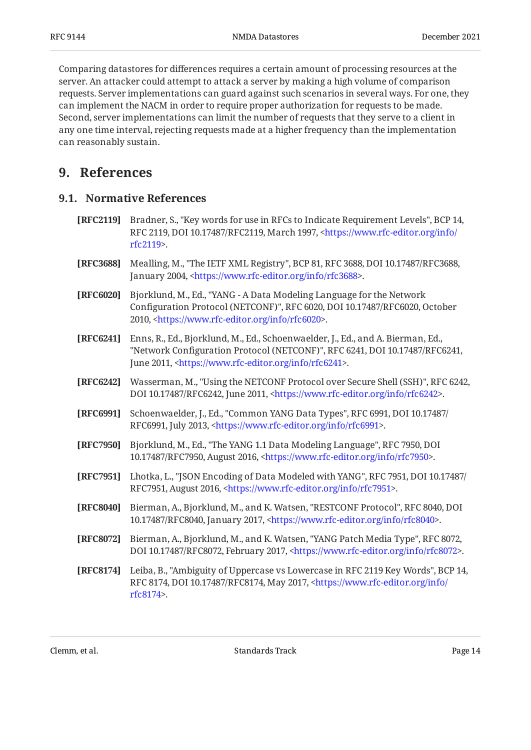Comparing datastores for differences requires a certain amount of processing resources at the server. An attacker could attempt to attack a server by making a high volume of comparison requests. Server implementations can guard against such scenarios in several ways. For one, they can implement the NACM in order to require proper authorization for requests to be made. Second, server implementations can limit the number of requests that they serve to a client in any one time interval, rejecting requests made at a higher frequency than the implementation can reasonably sustain.

# 9. References

## 9.1. Normative References

**[RFC2119]** Bradner, S., "Key words for use in RFCs to Indicate Requirement Levels", BCP 14, RFC 2119, DOI 10.17487/RFC2119, March 1997, <https://www.rfc-editor.org/info/rfc2119>.

**[RFC3688]** Mealling, M., "The IETF XML Registry", BCP 81, RFC 3688, DOI 10.17487/RFC3688, January 2004, <https://www.rfc-editor.org/info/rfc3688>.

**[RFC6020]** Bjorklund, M., Ed., "YANG - A Data Modeling Language for the Network Configuration Protocol (NETCONF)", RFC 6020, DOI 10.17487/RFC6020, October 2010, <https://www.rfc-editor.org/info/rfc6020>.

**[RFC6241]** Enns, R., Ed., Bjorklund, M., Ed., Schoenwaelder, J., Ed., and A. Bierman, Ed., "Network Configuration Protocol (NETCONF)", RFC 6241, DOI 10.17487/RFC6241, June 2011, <https://www.rfc-editor.org/info/rfc6241>.

**[RFC6242]** Wasserman, M., "Using the NETCONF Protocol over Secure Shell (SSH)", RFC 6242, DOI 10.17487/RFC6242, June 2011, <https://www.rfc-editor.org/info/rfc6242>.

**[RFC6991]** Schoenwaelder, J., Ed., "Common YANG Data Types", RFC 6991, DOI 10.17487/RFC6991, July 2013, <https://www.rfc-editor.org/info/rfc6991>.

**[RFC7950]** Bjorklund, M., Ed., "The YANG 1.1 Data Modeling Language", RFC 7950, DOI 10.17487/RFC7950, August 2016, <https://www.rfc-editor.org/info/rfc7950>.

**[RFC7951]** Lhotka, L., "JSON Encoding of Data Modeled with YANG", RFC 7951, DOI 10.17487/RFC7951, August 2016, <https://www.rfc-editor.org/info/rfc7951>.

**[RFC8040]** Bierman, A., Bjorklund, M., and K. Watsen, "RESTCONF Protocol", RFC 8040, DOI 10.17487/RFC8040, January 2017, <https://www.rfc-editor.org/info/rfc8040>.

**[RFC8072]** Bierman, A., Bjorklund, M., and K. Watsen, "YANG Patch Media Type", RFC 8072, DOI 10.17487/RFC8072, February 2017, <https://www.rfc-editor.org/info/rfc8072>.

**[RFC8174]** Leiba, B., "Ambiguity of Uppercase vs Lowercase in RFC 2119 Key Words", BCP 14, RFC 8174, DOI 10.17487/RFC8174, May 2017, <https://www.rfc-editor.org/info/rfc8174>.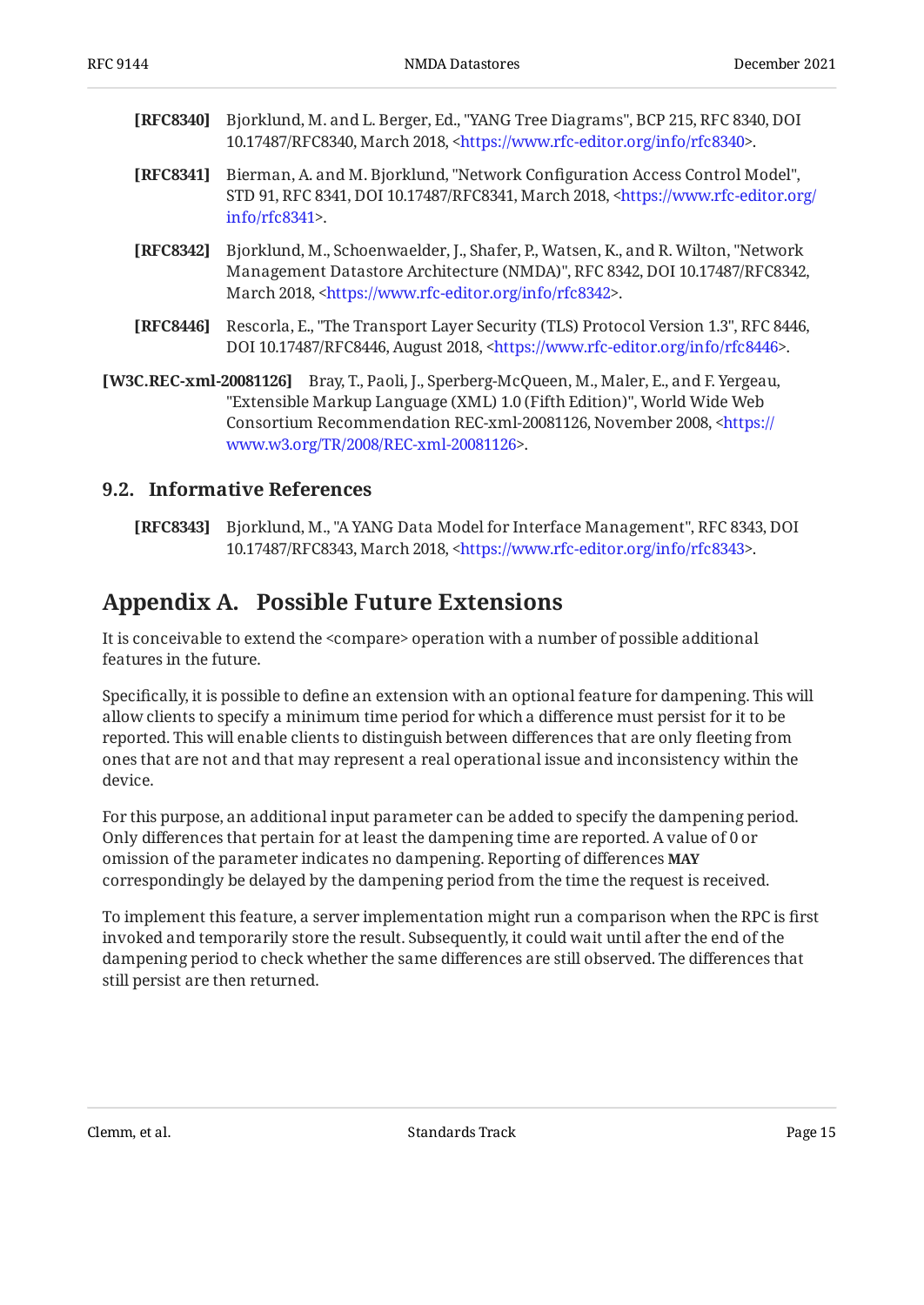**[RFC8340]** Bjorklund, M. and L. Berger, Ed., "YANG Tree Diagrams", BCP 215, RFC 8340, DOI 10.17487/RFC8340, March 2018, <https://www.rfc-editor.org/info/rfc8340>.

**[RFC8341]** Bierman, A. and M. Bjorklund, "Network Configuration Access Control Model", STD 91, RFC 8341, DOI 10.17487/RFC8341, March 2018, <https://www.rfc-editor.org/info/rfc8341>.

**[RFC8342]** Bjorklund, M., Schoenwaelder, J., Shafer, P., Watsen, K., and R. Wilton, "Network Management Datastore Architecture (NMDA)", RFC 8342, DOI 10.17487/RFC8342, March 2018, <https://www.rfc-editor.org/info/rfc8342>.

**[RFC8446]** Rescorla, E., "The Transport Layer Security (TLS) Protocol Version 1.3", RFC 8446, DOI 10.17487/RFC8446, August 2018, <https://www.rfc-editor.org/info/rfc8446>.

**[W3C.REC-xml-20081126]** Bray, T., Paoli, J., Sperberg-McQueen, M., Maler, E., and F. Yergeau, "Extensible Markup Language (XML) 1.0 (Fifth Edition)", World Wide Web Consortium Recommendation REC-xml-20081126, November 2008, <https://www.w3.org/TR/2008/REC-xml-20081126>.

### 9.2. Informative References

**[RFC8343]** Bjorklund, M., "A YANG Data Model for Interface Management", RFC 8343, DOI 10.17487/RFC8343, March 2018, <https://www.rfc-editor.org/info/rfc8343>.

## Appendix A. Possible Future Extensions

It is conceivable to extend the <compare> operation with a number of possible additional features in the future.

Specifically, it is possible to define an extension with an optional feature for dampening. This will allow clients to specify a minimum time period for which a difference must persist for it to be reported. This will enable clients to distinguish between differences that are only fleeting from ones that are not and that may represent a real operational issue and inconsistency within the device.

For this purpose, an additional input parameter can be added to specify the dampening period. Only differences that pertain for at least the dampening time are reported. A value of 0 or omission of the parameter indicates no dampening. Reporting of differences **MAY** correspondingly be delayed by the dampening period from the time the request is received.

To implement this feature, a server implementation might run a comparison when the RPC is first invoked and temporarily store the result. Subsequently, it could wait until after the end of the dampening period to check whether the same differences are still observed. The differences that still persist are then returned.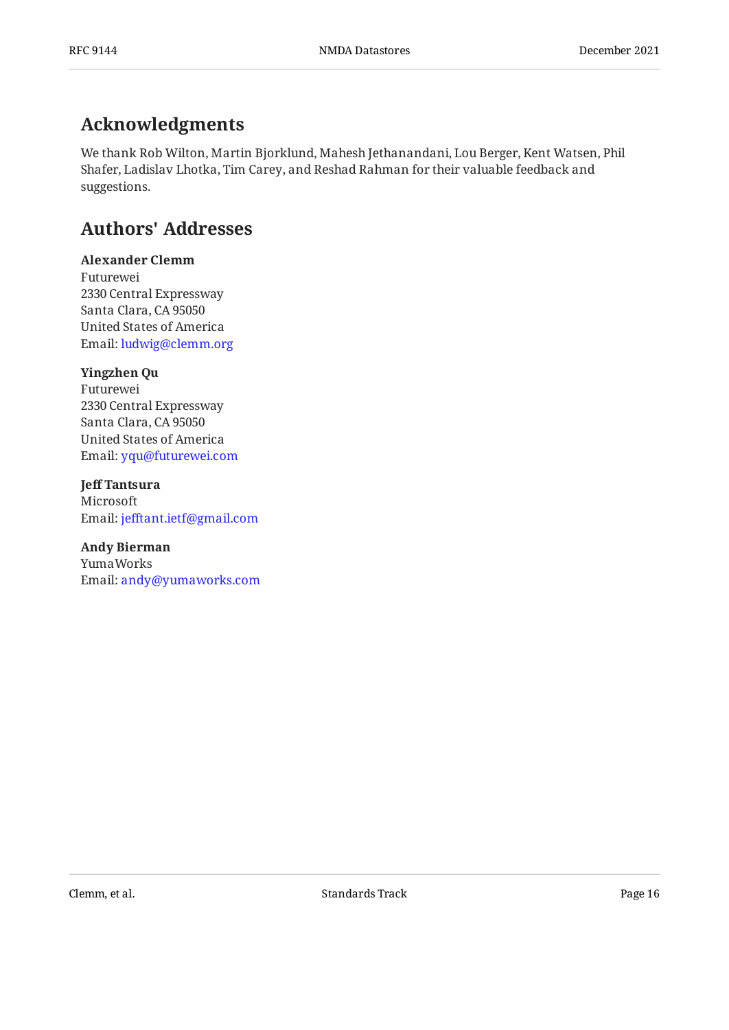## Acknowledgments

We thank Rob Wilton, Martin Bjorklund, Mahesh Jethanandani, Lou Berger, Kent Watsen, Phil Shafer, Ladislav Lhotka, Tim Carey, and Reshad Rahman for their valuable feedback and suggestions.

## Authors' Addresses

**Alexander Clemm**
Futurewei
2330 Central Expressway
Santa Clara, CA 95050
United States of America
Email: ludwig@clemm.org

**Yingzhen Qu**
Futurewei
2330 Central Expressway
Santa Clara, CA 95050
United States of America
Email: yqu@futurewei.com

**Jeff Tantsura**
Microsoft
Email: jefftant.ietf@gmail.com

**Andy Bierman**
YumaWorks
Email: andy@yumaworks.com